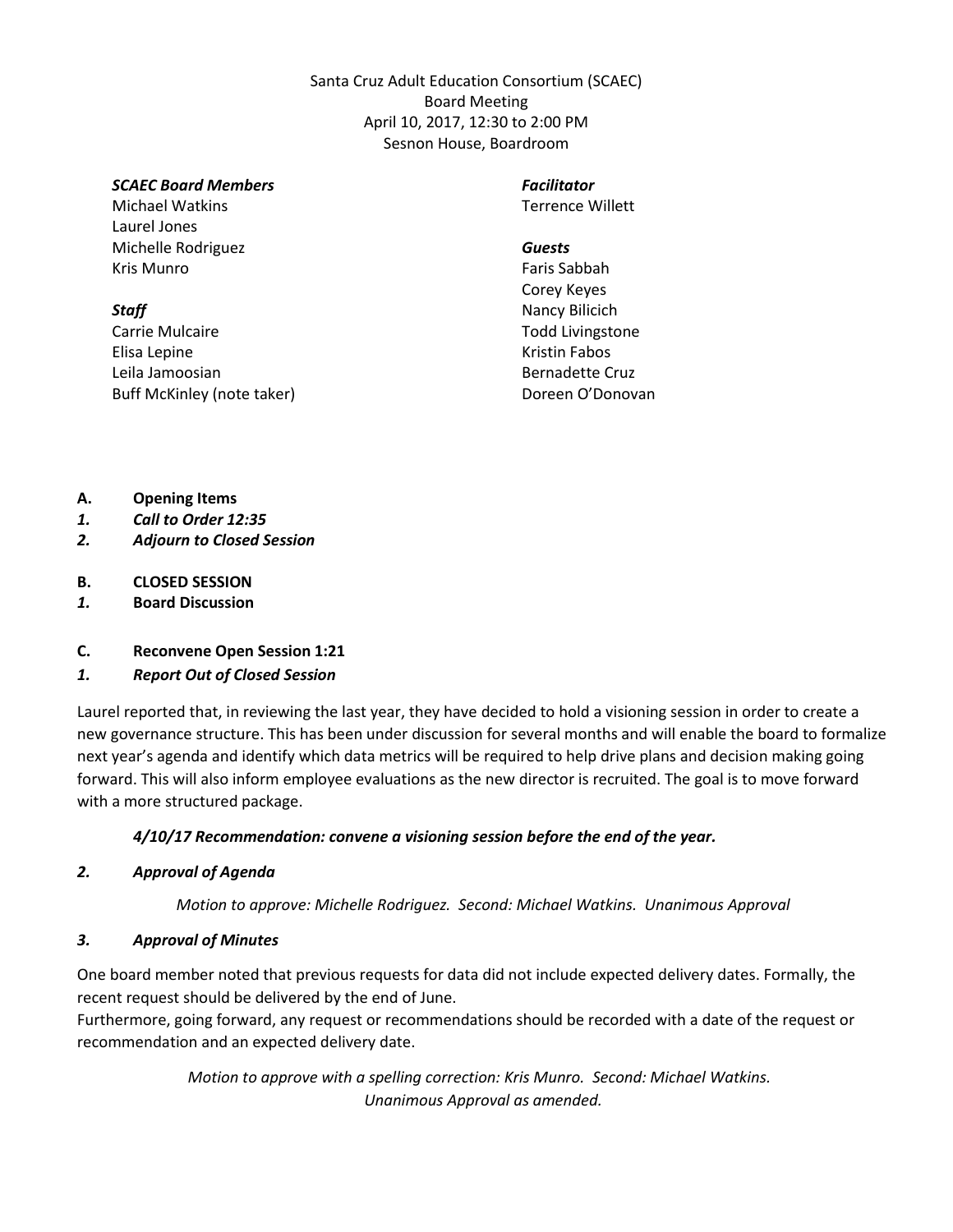Santa Cruz Adult Education Consortium (SCAEC)
Board Meeting
April 10, 2017, 12:30 to 2:00 PM
Sesnon House, Boardroom

***SCAEC Board Members***
Michael Watkins
Laurel Jones
Michelle Rodriguez
Kris Munro

***Staff***
Carrie Mulcaire
Elisa Lepine
Leila Jamoosian
Buff McKinley (note taker)

***Facilitator***
Terrence Willett

***Guests***
Faris Sabbah
Corey Keyes
Nancy Bilicich
Todd Livingstone
Kristin Fabos
Bernadette Cruz
Doreen O'Donovan

**A. Opening Items**

***1. Call to Order 12:35***

***2. Adjourn to Closed Session***

**B. CLOSED SESSION**

**1. Board Discussion**

**C. Reconvene Open Session 1:21**

***1. Report Out of Closed Session***

Laurel reported that, in reviewing the last year, they have decided to hold a visioning session in order to create a new governance structure. This has been under discussion for several months and will enable the board to formalize next year's agenda and identify which data metrics will be required to help drive plans and decision making going forward. This will also inform employee evaluations as the new director is recruited. The goal is to move forward with a more structured package.

***4/10/17 Recommendation: convene a visioning session before the end of the year.***

***2. Approval of Agenda***

*Motion to approve: Michelle Rodriguez. Second: Michael Watkins. Unanimous Approval*

***3. Approval of Minutes***

One board member noted that previous requests for data did not include expected delivery dates. Formally, the recent request should be delivered by the end of June.
Furthermore, going forward, any request or recommendations should be recorded with a date of the request or recommendation and an expected delivery date.

*Motion to approve with a spelling correction: Kris Munro. Second: Michael Watkins.*
*Unanimous Approval as amended.*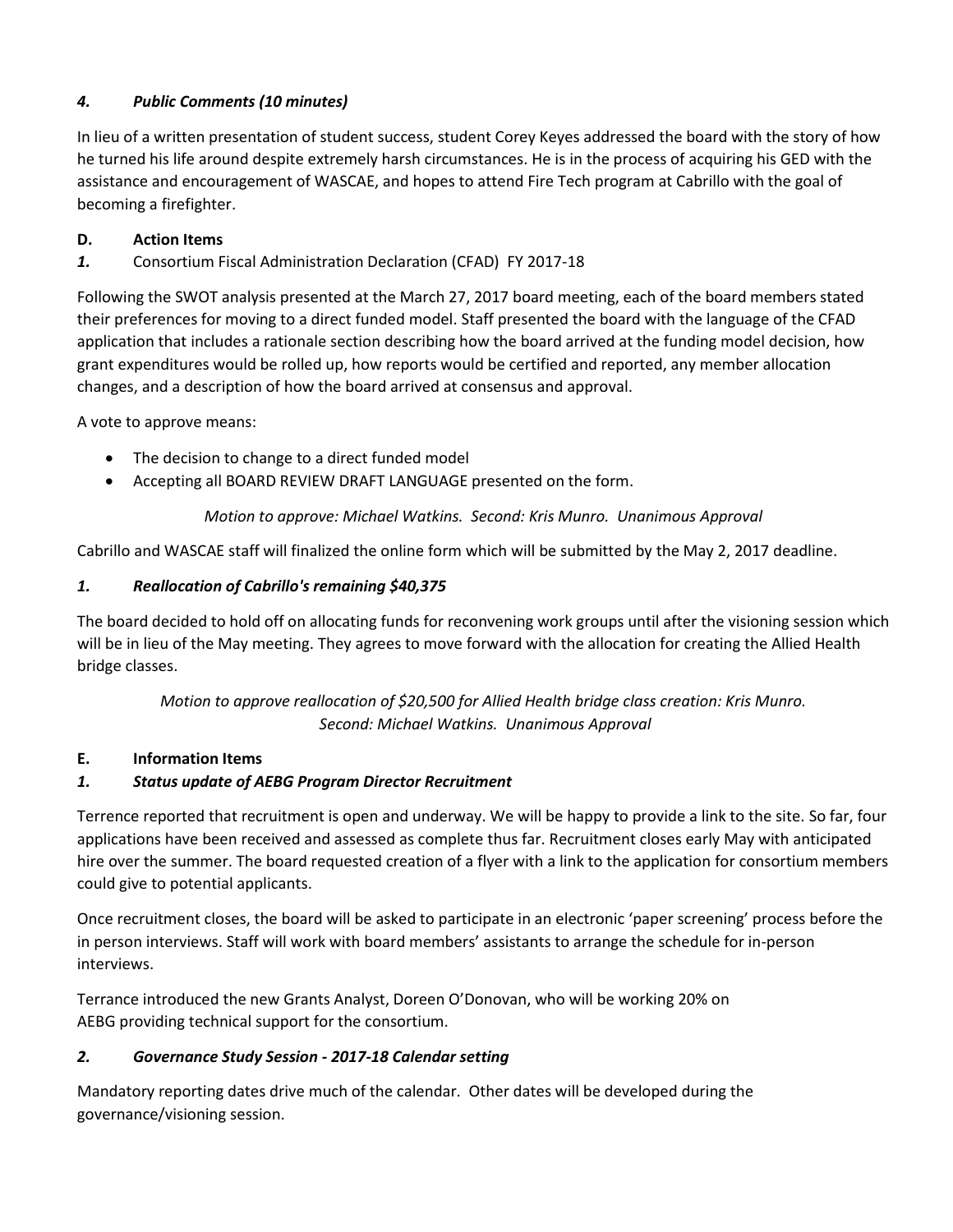### *4. Public Comments (10 minutes)*

In lieu of a written presentation of student success, student Corey Keyes addressed the board with the story of how he turned his life around despite extremely harsh circumstances. He is in the process of acquiring his GED with the assistance and encouragement of WASCAE, and hopes to attend Fire Tech program at Cabrillo with the goal of becoming a firefighter.

## D. Action Items

***1.*** Consortium Fiscal Administration Declaration (CFAD) FY 2017-18

Following the SWOT analysis presented at the March 27, 2017 board meeting, each of the board members stated their preferences for moving to a direct funded model. Staff presented the board with the language of the CFAD application that includes a rationale section describing how the board arrived at the funding model decision, how grant expenditures would be rolled up, how reports would be certified and reported, any member allocation changes, and a description of how the board arrived at consensus and approval.

A vote to approve means:

- The decision to change to a direct funded model
- Accepting all BOARD REVIEW DRAFT LANGUAGE presented on the form.

*Motion to approve: Michael Watkins. Second: Kris Munro. Unanimous Approval*

Cabrillo and WASCAE staff will finalized the online form which will be submitted by the May 2, 2017 deadline.

### *1. Reallocation of Cabrillo's remaining $40,375*

The board decided to hold off on allocating funds for reconvening work groups until after the visioning session which will be in lieu of the May meeting. They agrees to move forward with the allocation for creating the Allied Health bridge classes.

*Motion to approve reallocation of $20,500 for Allied Health bridge class creation: Kris Munro. Second: Michael Watkins. Unanimous Approval*

## E. Information Items

### *1. Status update of AEBG Program Director Recruitment*

Terrence reported that recruitment is open and underway. We will be happy to provide a link to the site. So far, four applications have been received and assessed as complete thus far. Recruitment closes early May with anticipated hire over the summer. The board requested creation of a flyer with a link to the application for consortium members could give to potential applicants.

Once recruitment closes, the board will be asked to participate in an electronic 'paper screening' process before the in person interviews. Staff will work with board members' assistants to arrange the schedule for in-person interviews.

Terrance introduced the new Grants Analyst, Doreen O'Donovan, who will be working 20% on AEBG providing technical support for the consortium.

### *2. Governance Study Session - 2017-18 Calendar setting*

Mandatory reporting dates drive much of the calendar. Other dates will be developed during the governance/visioning session.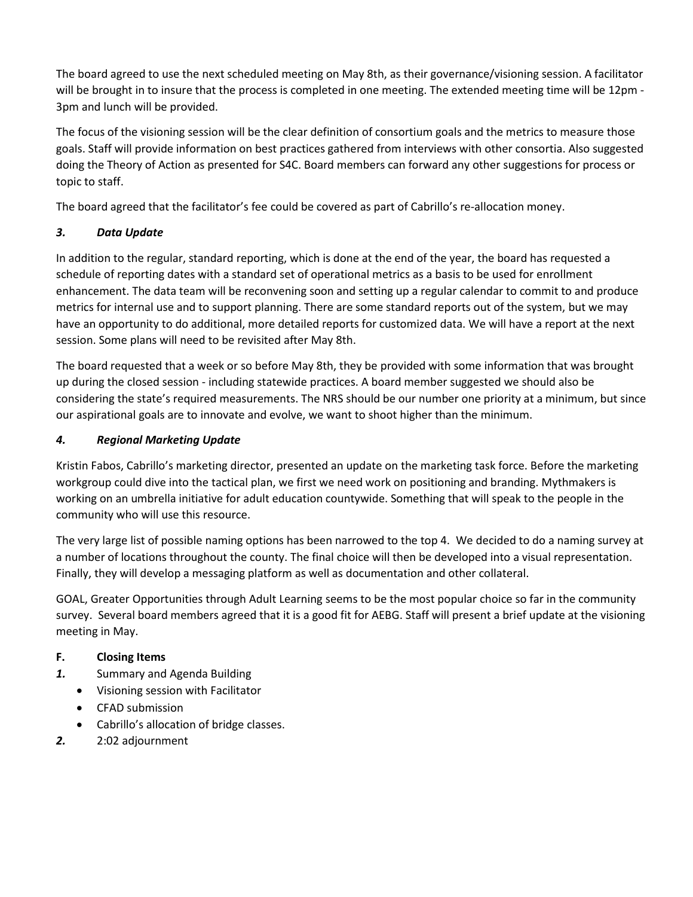The board agreed to use the next scheduled meeting on May 8th, as their governance/visioning session. A facilitator will be brought in to insure that the process is completed in one meeting. The extended meeting time will be 12pm - 3pm and lunch will be provided.

The focus of the visioning session will be the clear definition of consortium goals and the metrics to measure those goals. Staff will provide information on best practices gathered from interviews with other consortia. Also suggested doing the Theory of Action as presented for S4C. Board members can forward any other suggestions for process or topic to staff.

The board agreed that the facilitator's fee could be covered as part of Cabrillo's re-allocation money.

### *3. Data Update*

In addition to the regular, standard reporting, which is done at the end of the year, the board has requested a schedule of reporting dates with a standard set of operational metrics as a basis to be used for enrollment enhancement. The data team will be reconvening soon and setting up a regular calendar to commit to and produce metrics for internal use and to support planning. There are some standard reports out of the system, but we may have an opportunity to do additional, more detailed reports for customized data. We will have a report at the next session. Some plans will need to be revisited after May 8th.

The board requested that a week or so before May 8th, they be provided with some information that was brought up during the closed session - including statewide practices. A board member suggested we should also be considering the state's required measurements. The NRS should be our number one priority at a minimum, but since our aspirational goals are to innovate and evolve, we want to shoot higher than the minimum.

### *4. Regional Marketing Update*

Kristin Fabos, Cabrillo's marketing director, presented an update on the marketing task force. Before the marketing workgroup could dive into the tactical plan, we first we need work on positioning and branding. Mythmakers is working on an umbrella initiative for adult education countywide. Something that will speak to the people in the community who will use this resource.

The very large list of possible naming options has been narrowed to the top 4. We decided to do a naming survey at a number of locations throughout the county. The final choice will then be developed into a visual representation. Finally, they will develop a messaging platform as well as documentation and other collateral.

GOAL, Greater Opportunities through Adult Learning seems to be the most popular choice so far in the community survey. Several board members agreed that it is a good fit for AEBG. Staff will present a brief update at the visioning meeting in May.

## F. Closing Items

1. Summary and Agenda Building
    - Visioning session with Facilitator
    - CFAD submission
    - Cabrillo's allocation of bridge classes.
2. 2:02 adjournment